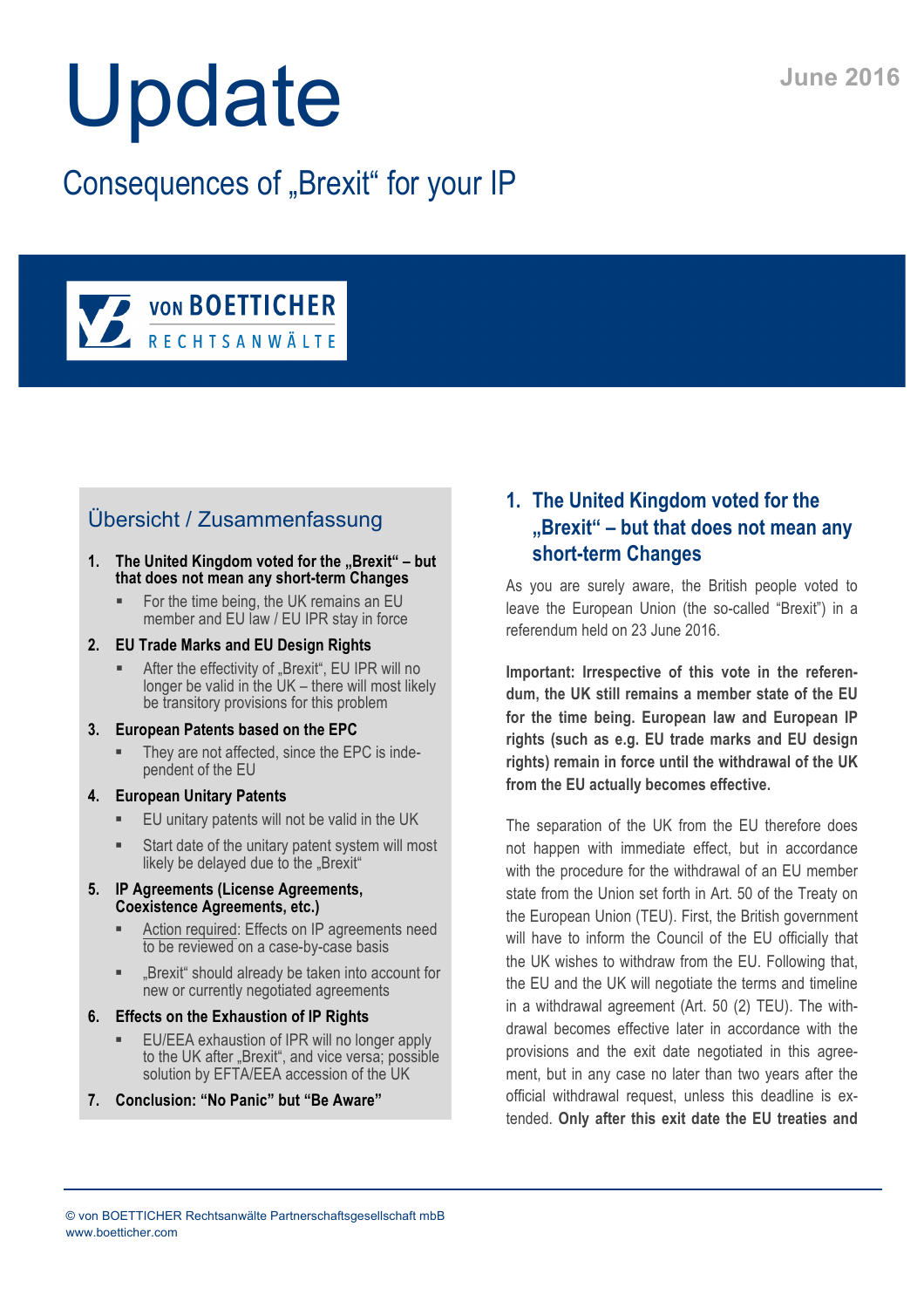# Update

June 2016

## Consequences of „Brexit“ for your IP

VON BOETTICHER RECHTSANWÄLTE

### Übersicht / Zusammenfassung

1. **The United Kingdom voted for the „Brexit“ – but that does not mean any short-term Changes**
   - For the time being, the UK remains an EU member and EU law / EU IPR stay in force
2. **EU Trade Marks and EU Design Rights**
   - After the effectivity of „Brexit“, EU IPR will no longer be valid in the UK – there will most likely be transitory provisions for this problem
3. **European Patents based on the EPC**
   - They are not affected, since the EPC is independent of the EU
4. **European Unitary Patents**
   - EU unitary patents will not be valid in the UK
   - Start date of the unitary patent system will most likely be delayed due to the „Brexit“
5. **IP Agreements (License Agreements, Coexistence Agreements, etc.)**
   - Action required: Effects on IP agreements need to be reviewed on a case-by-case basis
   - „Brexit“ should already be taken into account for new or currently negotiated agreements
6. **Effects on the Exhaustion of IP Rights**
   - EU/EEA exhaustion of IPR will no longer apply to the UK after „Brexit“, and vice versa; possible solution by EFTA/EEA accession of the UK
7. **Conclusion: “No Panic” but “Be Aware”**

## 1. The United Kingdom voted for the „Brexit“ – but that does not mean any short-term Changes

As you are surely aware, the British people voted to leave the European Union (the so-called “Brexit”) in a referendum held on 23 June 2016.

**Important: Irrespective of this vote in the referendum, the UK still remains a member state of the EU for the time being. European law and European IP rights (such as e.g. EU trade marks and EU design rights) remain in force until the withdrawal of the UK from the EU actually becomes effective.**

The separation of the UK from the EU therefore does not happen with immediate effect, but in accordance with the procedure for the withdrawal of an EU member state from the Union set forth in Art. 50 of the Treaty on the European Union (TEU). First, the British government will have to inform the Council of the EU officially that the UK wishes to withdraw from the EU. Following that, the EU and the UK will negotiate the terms and timeline in a withdrawal agreement (Art. 50 (2) TEU). The withdrawal becomes effective later in accordance with the provisions and the exit date negotiated in this agreement, but in any case no later than two years after the official withdrawal request, unless this deadline is extended. **Only after this exit date the EU treaties and**

© von BOETTICHER Rechtsanwälte Partnerschaftsgesellschaft mbB
www.boetticher.com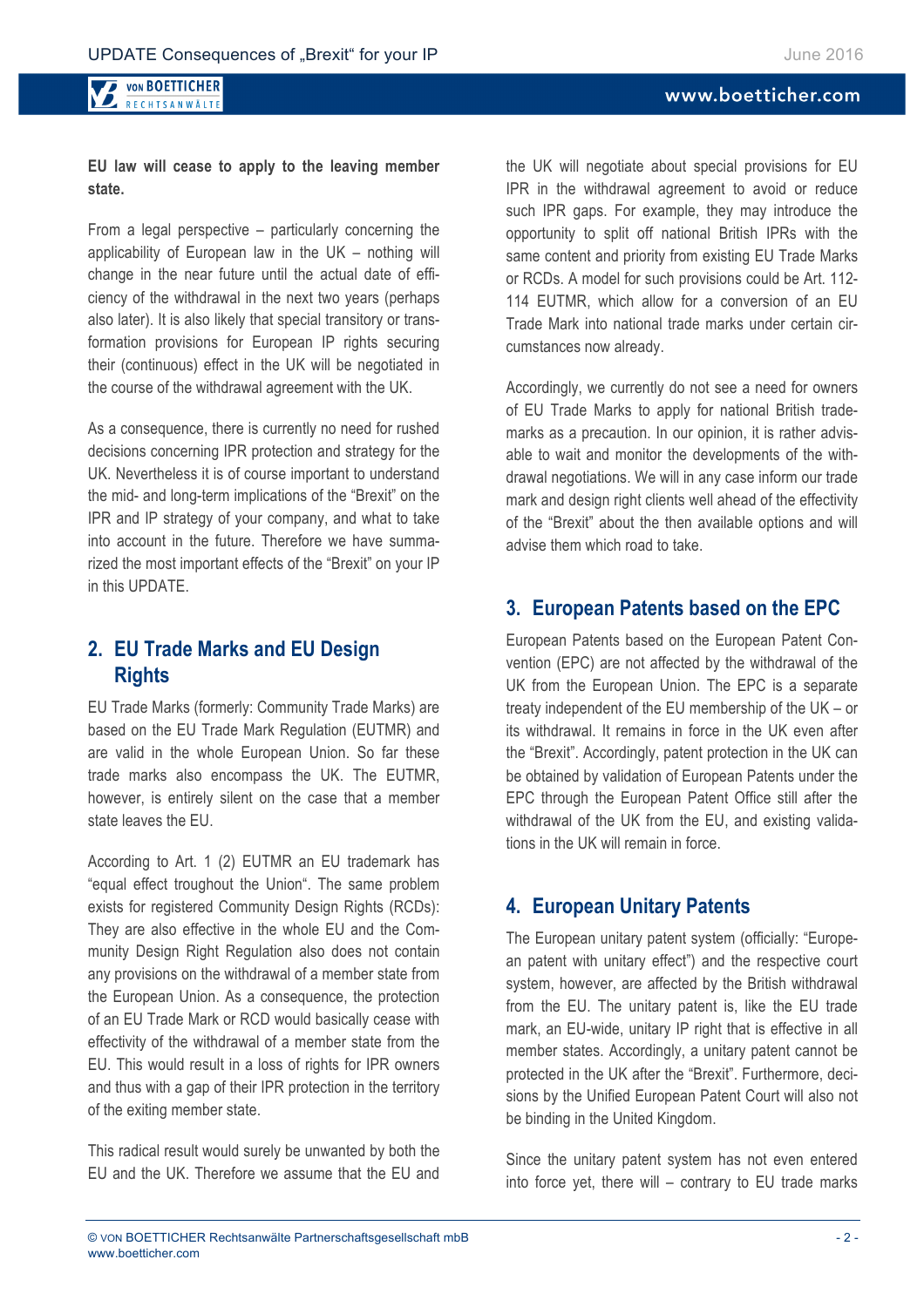**EU law will cease to apply to the leaving member state.**

From a legal perspective – particularly concerning the applicability of European law in the UK – nothing will change in the near future until the actual date of efficiency of the withdrawal in the next two years (perhaps also later). It is also likely that special transitory or transformation provisions for European IP rights securing their (continuous) effect in the UK will be negotiated in the course of the withdrawal agreement with the UK.

As a consequence, there is currently no need for rushed decisions concerning IPR protection and strategy for the UK. Nevertheless it is of course important to understand the mid- and long-term implications of the "Brexit" on the IPR and IP strategy of your company, and what to take into account in the future. Therefore we have summarized the most important effects of the "Brexit" on your IP in this UPDATE.

## 2. EU Trade Marks and EU Design Rights

EU Trade Marks (formerly: Community Trade Marks) are based on the EU Trade Mark Regulation (EUTMR) and are valid in the whole European Union. So far these trade marks also encompass the UK. The EUTMR, however, is entirely silent on the case that a member state leaves the EU.

According to Art. 1 (2) EUTMR an EU trademark has "equal effect troughout the Union". The same problem exists for registered Community Design Rights (RCDs): They are also effective in the whole EU and the Community Design Right Regulation also does not contain any provisions on the withdrawal of a member state from the European Union. As a consequence, the protection of an EU Trade Mark or RCD would basically cease with effectivity of the withdrawal of a member state from the EU. This would result in a loss of rights for IPR owners and thus with a gap of their IPR protection in the territory of the exiting member state.

This radical result would surely be unwanted by both the EU and the UK. Therefore we assume that the EU and the UK will negotiate about special provisions for EU IPR in the withdrawal agreement to avoid or reduce such IPR gaps. For example, they may introduce the opportunity to split off national British IPRs with the same content and priority from existing EU Trade Marks or RCDs. A model for such provisions could be Art. 112-114 EUTMR, which allow for a conversion of an EU Trade Mark into national trade marks under certain circumstances now already.

Accordingly, we currently do not see a need for owners of EU Trade Marks to apply for national British trademarks as a precaution. In our opinion, it is rather advisable to wait and monitor the developments of the withdrawal negotiations. We will in any case inform our trade mark and design right clients well ahead of the effectivity of the "Brexit" about the then available options and will advise them which road to take.

## 3. European Patents based on the EPC

European Patents based on the European Patent Convention (EPC) are not affected by the withdrawal of the UK from the European Union. The EPC is a separate treaty independent of the EU membership of the UK – or its withdrawal. It remains in force in the UK even after the "Brexit". Accordingly, patent protection in the UK can be obtained by validation of European Patents under the EPC through the European Patent Office still after the withdrawal of the UK from the EU, and existing validations in the UK will remain in force.

## 4. European Unitary Patents

The European unitary patent system (officially: "European patent with unitary effect") and the respective court system, however, are affected by the British withdrawal from the EU. The unitary patent is, like the EU trade mark, an EU-wide, unitary IP right that is effective in all member states. Accordingly, a unitary patent cannot be protected in the UK after the "Brexit". Furthermore, decisions by the Unified European Patent Court will also not be binding in the United Kingdom.

Since the unitary patent system has not even entered into force yet, there will – contrary to EU trade marks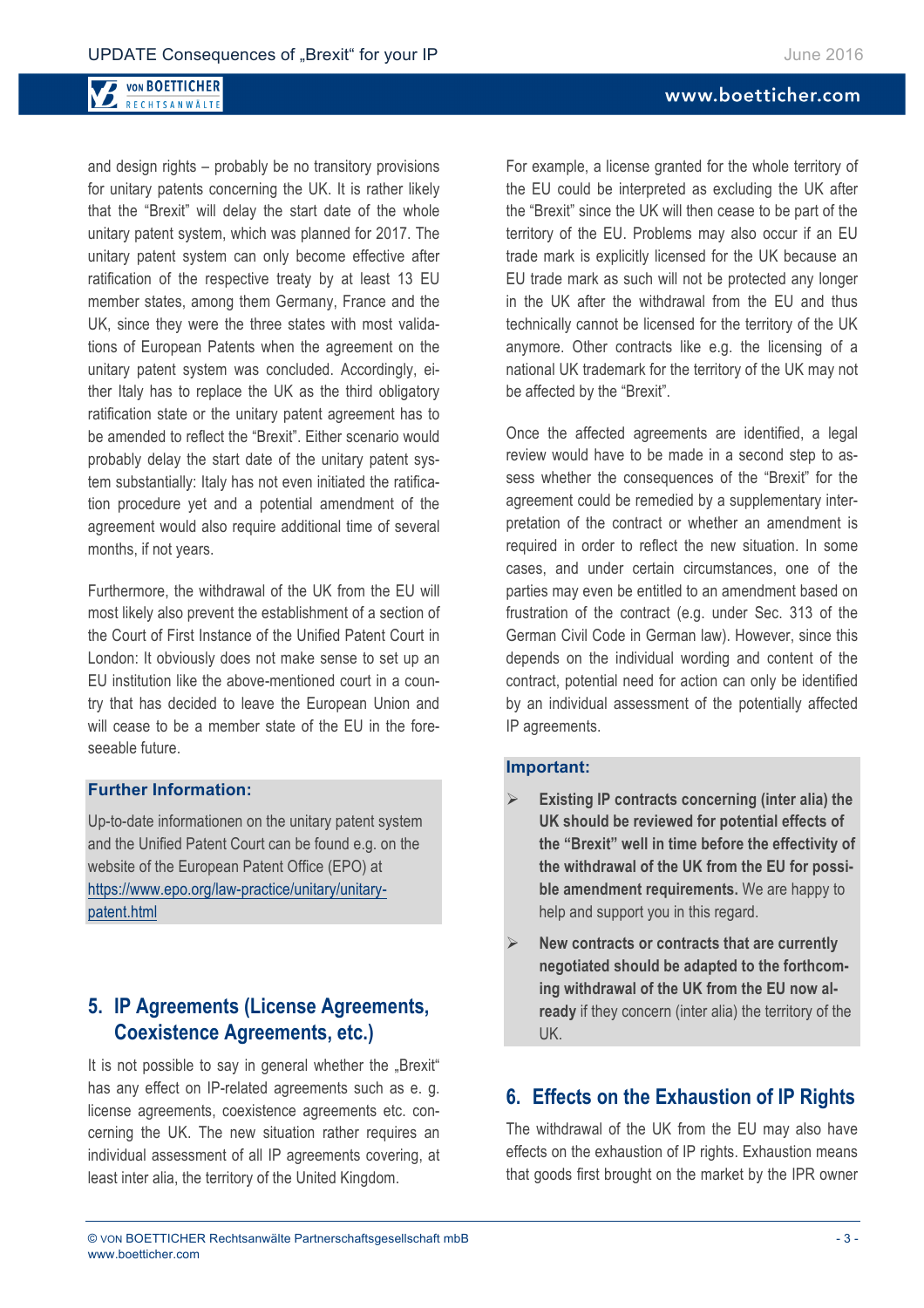and design rights – probably be no transitory provisions for unitary patents concerning the UK. It is rather likely that the "Brexit" will delay the start date of the whole unitary patent system, which was planned for 2017. The unitary patent system can only become effective after ratification of the respective treaty by at least 13 EU member states, among them Germany, France and the UK, since they were the three states with most validations of European Patents when the agreement on the unitary patent system was concluded. Accordingly, either Italy has to replace the UK as the third obligatory ratification state or the unitary patent agreement has to be amended to reflect the "Brexit". Either scenario would probably delay the start date of the unitary patent system substantially: Italy has not even initiated the ratification procedure yet and a potential amendment of the agreement would also require additional time of several months, if not years.

Furthermore, the withdrawal of the UK from the EU will most likely also prevent the establishment of a section of the Court of First Instance of the Unified Patent Court in London: It obviously does not make sense to set up an EU institution like the above-mentioned court in a country that has decided to leave the European Union and will cease to be a member state of the EU in the foreseeable future.

**Further Information:**

Up-to-date informationen on the unitary patent system and the Unified Patent Court can be found e.g. on the website of the European Patent Office (EPO) at [https://www.epo.org/law-practice/unitary/unitary-patent.html](https://www.epo.org/law-practice/unitary/unitary-patent.html)

## 5. IP Agreements (License Agreements, Coexistence Agreements, etc.)

It is not possible to say in general whether the „Brexit" has any effect on IP-related agreements such as e. g. license agreements, coexistence agreements etc. concerning the UK. The new situation rather requires an individual assessment of all IP agreements covering, at least inter alia, the territory of the United Kingdom.

For example, a license granted for the whole territory of the EU could be interpreted as excluding the UK after the "Brexit" since the UK will then cease to be part of the territory of the EU. Problems may also occur if an EU trade mark is explicitly licensed for the UK because an EU trade mark as such will not be protected any longer in the UK after the withdrawal from the EU and thus technically cannot be licensed for the territory of the UK anymore. Other contracts like e.g. the licensing of a national UK trademark for the territory of the UK may not be affected by the "Brexit".

Once the affected agreements are identified, a legal review would have to be made in a second step to assess whether the consequences of the "Brexit" for the agreement could be remedied by a supplementary interpretation of the contract or whether an amendment is required in order to reflect the new situation. In some cases, and under certain circumstances, one of the parties may even be entitled to an amendment based on frustration of the contract (e.g. under Sec. 313 of the German Civil Code in German law). However, since this depends on the individual wording and content of the contract, potential need for action can only be identified by an individual assessment of the potentially affected IP agreements.

**Important:**

- **Existing IP contracts concerning (inter alia) the UK should be reviewed for potential effects of the "Brexit" well in time before the effectivity of the withdrawal of the UK from the EU for possible amendment requirements.** We are happy to help and support you in this regard.
- **New contracts or contracts that are currently negotiated should be adapted to the forthcoming withdrawal of the UK from the EU now already** if they concern (inter alia) the territory of the UK.

## 6. Effects on the Exhaustion of IP Rights

The withdrawal of the UK from the EU may also have effects on the exhaustion of IP rights. Exhaustion means that goods first brought on the market by the IPR owner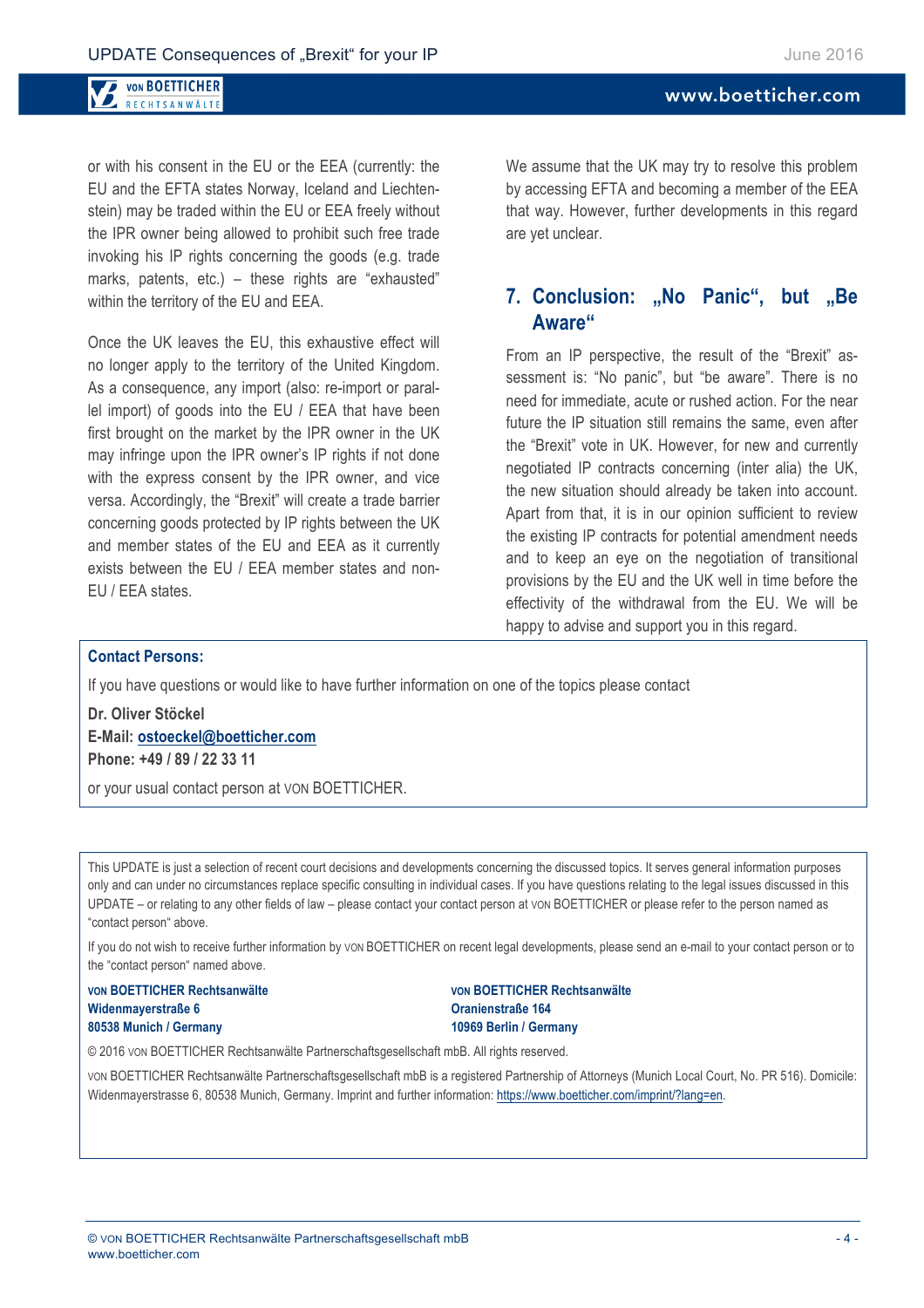or with his consent in the EU or the EEA (currently: the EU and the EFTA states Norway, Iceland and Liechtenstein) may be traded within the EU or EEA freely without the IPR owner being allowed to prohibit such free trade invoking his IP rights concerning the goods (e.g. trade marks, patents, etc.) – these rights are "exhausted" within the territory of the EU and EEA.

Once the UK leaves the EU, this exhaustive effect will no longer apply to the territory of the United Kingdom. As a consequence, any import (also: re-import or parallel import) of goods into the EU / EEA that have been first brought on the market by the IPR owner in the UK may infringe upon the IPR owner's IP rights if not done with the express consent by the IPR owner, and vice versa. Accordingly, the "Brexit" will create a trade barrier concerning goods protected by IP rights between the UK and member states of the EU and EEA as it currently exists between the EU / EEA member states and non-EU / EEA states.

We assume that the UK may try to resolve this problem by accessing EFTA and becoming a member of the EEA that way. However, further developments in this regard are yet unclear.

## 7. Conclusion: „No Panic", but „Be Aware"

From an IP perspective, the result of the "Brexit" assessment is: "No panic", but "be aware". There is no need for immediate, acute or rushed action. For the near future the IP situation still remains the same, even after the "Brexit" vote in UK. However, for new and currently negotiated IP contracts concerning (inter alia) the UK, the new situation should already be taken into account. Apart from that, it is in our opinion sufficient to review the existing IP contracts for potential amendment needs and to keep an eye on the negotiation of transitional provisions by the EU and the UK well in time before the effectivity of the withdrawal from the EU. We will be happy to advise and support you in this regard.

**Contact Persons:**

If you have questions or would like to have further information on one of the topics please contact

**Dr. Oliver Stöckel**
**E-Mail: ostoeckel@boetticher.com**
**Phone: +49 / 89 / 22 33 11**

or your usual contact person at VON BOETTICHER.

This UPDATE is just a selection of recent court decisions and developments concerning the discussed topics. It serves general information purposes only and can under no circumstances replace specific consulting in individual cases. If you have questions relating to the legal issues discussed in this UPDATE – or relating to any other fields of law – please contact your contact person at VON BOETTICHER or please refer to the person named as "contact person" above.

If you do not wish to receive further information by VON BOETTICHER on recent legal developments, please send an e-mail to your contact person or to the "contact person" named above.

**VON BOETTICHER Rechtsanwälte**
**Widenmayerstraße 6**
**80538 Munich / Germany**

**VON BOETTICHER Rechtsanwälte**
**Oranienstraße 164**
**10969 Berlin / Germany**

© 2016 VON BOETTICHER Rechtsanwälte Partnerschaftsgesellschaft mbB. All rights reserved.

VON BOETTICHER Rechtsanwälte Partnerschaftsgesellschaft mbB is a registered Partnership of Attorneys (Munich Local Court, No. PR 516). Domicile: Widenmayerstrasse 6, 80538 Munich, Germany. Imprint and further information: https://www.boetticher.com/imprint/?lang=en.